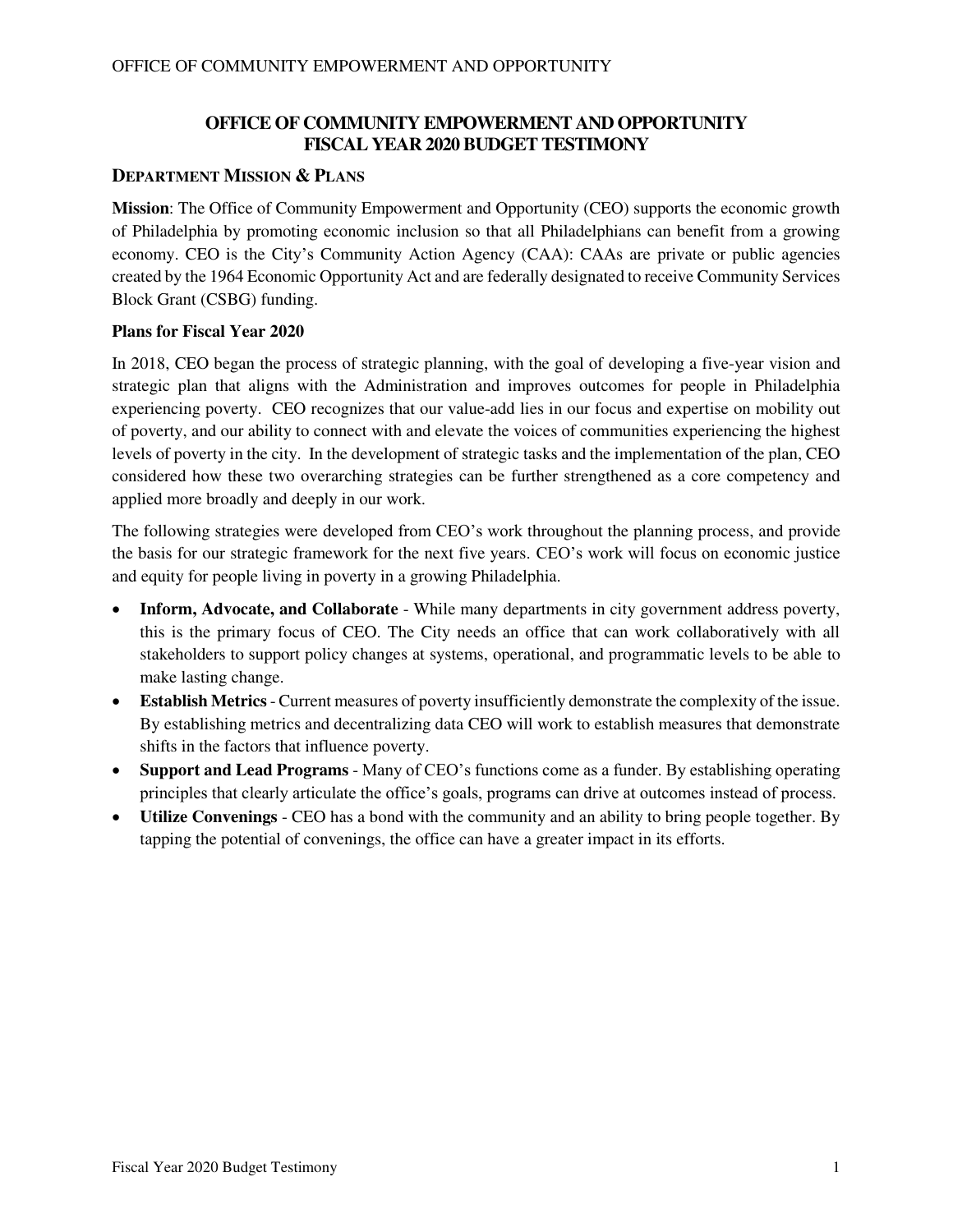# OFFICE OF COMMUNITY EMPOWERMENT AND OPPORTUNITY FISCAL YEAR 2020 BUDGET TESTIMONY

## DEPARTMENT MISSION & PLANS

**Mission**: The Office of Community Empowerment and Opportunity (CEO) supports the economic growth of Philadelphia by promoting economic inclusion so that all Philadelphians can benefit from a growing economy. CEO is the City's Community Action Agency (CAA): CAAs are private or public agencies created by the 1964 Economic Opportunity Act and are federally designated to receive Community Services Block Grant (CSBG) funding.

**Plans for Fiscal Year 2020**

In 2018, CEO began the process of strategic planning, with the goal of developing a five-year vision and strategic plan that aligns with the Administration and improves outcomes for people in Philadelphia experiencing poverty. CEO recognizes that our value-add lies in our focus and expertise on mobility out of poverty, and our ability to connect with and elevate the voices of communities experiencing the highest levels of poverty in the city. In the development of strategic tasks and the implementation of the plan, CEO considered how these two overarching strategies can be further strengthened as a core competency and applied more broadly and deeply in our work.

The following strategies were developed from CEO's work throughout the planning process, and provide the basis for our strategic framework for the next five years. CEO's work will focus on economic justice and equity for people living in poverty in a growing Philadelphia.

- **Inform, Advocate, and Collaborate** - While many departments in city government address poverty, this is the primary focus of CEO. The City needs an office that can work collaboratively with all stakeholders to support policy changes at systems, operational, and programmatic levels to be able to make lasting change.
- **Establish Metrics** - Current measures of poverty insufficiently demonstrate the complexity of the issue. By establishing metrics and decentralizing data CEO will work to establish measures that demonstrate shifts in the factors that influence poverty.
- **Support and Lead Programs** - Many of CEO's functions come as a funder. By establishing operating principles that clearly articulate the office's goals, programs can drive at outcomes instead of process.
- **Utilize Convenings** - CEO has a bond with the community and an ability to bring people together. By tapping the potential of convenings, the office can have a greater impact in its efforts.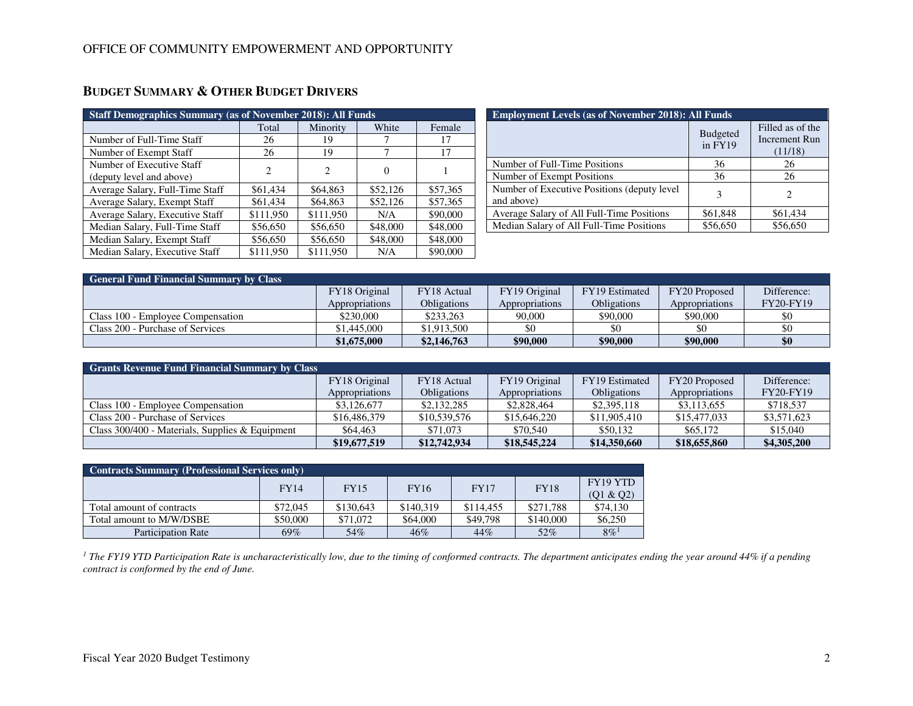OFFICE OF COMMUNITY EMPOWERMENT AND OPPORTUNITY

## BUDGET SUMMARY & OTHER BUDGET DRIVERS

| Staff Demographics Summary (as of November 2018): All Funds | | | | |
|---|---|---|---|---|
| | Total | Minority | White | Female |
| Number of Full-Time Staff | 26 | 19 | 7 | 17 |
| Number of Exempt Staff | 26 | 19 | 7 | 17 |
| Number of Executive Staff (deputy level and above) | 2 | 2 | 0 | 1 |
| Average Salary, Full-Time Staff | $61,434 | $64,863 | $52,126 | $57,365 |
| Average Salary, Exempt Staff | $61,434 | $64,863 | $52,126 | $57,365 |
| Average Salary, Executive Staff | $111,950 | $111,950 | N/A | $90,000 |
| Median Salary, Full-Time Staff | $56,650 | $56,650 | $48,000 | $48,000 |
| Median Salary, Exempt Staff | $56,650 | $56,650 | $48,000 | $48,000 |
| Median Salary, Executive Staff | $111,950 | $111,950 | N/A | $90,000 |

| Employment Levels (as of November 2018): All Funds | | |
|---|---|---|
| | Budgeted in FY19 | Filled as of the Increment Run (11/18) |
| Number of Full-Time Positions | 36 | 26 |
| Number of Exempt Positions | 36 | 26 |
| Number of Executive Positions (deputy level and above) | 3 | 2 |
| Average Salary of All Full-Time Positions | $61,848 | $61,434 |
| Median Salary of All Full-Time Positions | $56,650 | $56,650 |

| General Fund Financial Summary by Class | | | | | | |
|---|---|---|---|---|---|---|
| | FY18 Original Appropriations | FY18 Actual Obligations | FY19 Original Appropriations | FY19 Estimated Obligations | FY20 Proposed Appropriations | Difference: FY20-FY19 |
| Class 100 - Employee Compensation | $230,000 | $233,263 | 90,000 | $90,000 | $90,000 | $0 |
| Class 200 - Purchase of Services | $1,445,000 | $1,913,500 | $0 | $0 | $0 | $0 |
| | **$1,675,000** | **$2,146,763** | **$90,000** | **$90,000** | **$90,000** | **$0** |

| Grants Revenue Fund Financial Summary by Class | | | | | | |
|---|---|---|---|---|---|---|
| | FY18 Original Appropriations | FY18 Actual Obligations | FY19 Original Appropriations | FY19 Estimated Obligations | FY20 Proposed Appropriations | Difference: FY20-FY19 |
| Class 100 - Employee Compensation | $3,126,677 | $2,132,285 | $2,828,464 | $2,395,118 | $3,113,655 | $718,537 |
| Class 200 - Purchase of Services | $16,486,379 | $10,539,576 | $15,646,220 | $11,905,410 | $15,477,033 | $3,571,623 |
| Class 300/400 - Materials, Supplies & Equipment | $64,463 | $71,073 | $70,540 | $50,132 | $65,172 | $15,040 |
| | **$19,677,519** | **$12,742,934** | **$18,545,224** | **$14,350,660** | **$18,655,860** | **$4,305,200** |

| Contracts Summary (Professional Services only) | | | | | | |
|---|---|---|---|---|---|---|
| | FY14 | FY15 | FY16 | FY17 | FY18 | FY19 YTD (Q1 & Q2) |
| Total amount of contracts | $72,045 | $130,643 | $140,319 | $114,455 | $271,788 | $74,130 |
| Total amount to M/W/DSBE | $50,000 | $71,072 | $64,000 | $49,798 | $140,000 | $6,250 |
| Participation Rate | 69% | 54% | 46% | 44% | 52% | 8%[1] |

*[1] The FY19 YTD Participation Rate is uncharacteristically low, due to the timing of conformed contracts. The department anticipates ending the year around 44% if a pending contract is conformed by the end of June.*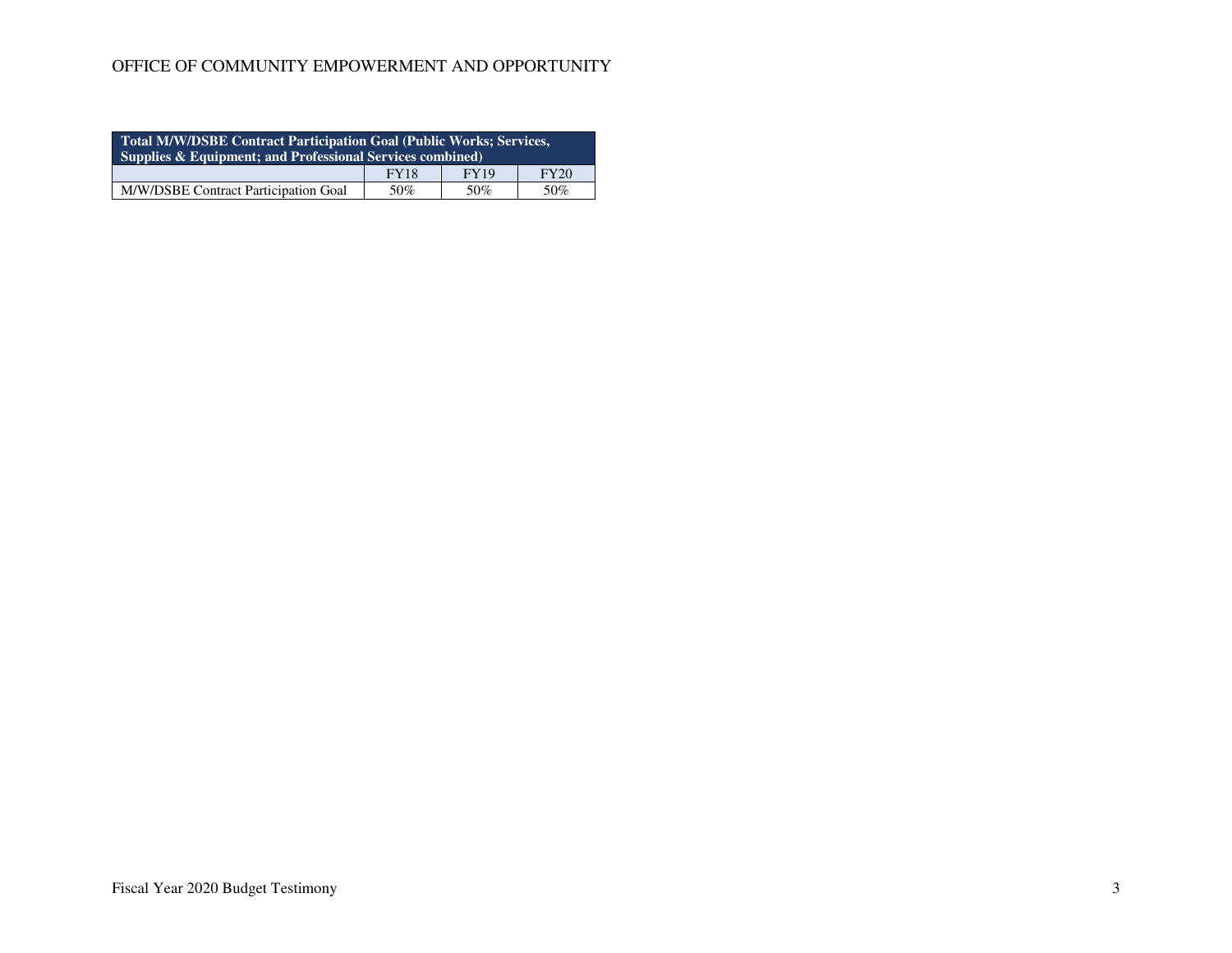| Total M/W/DSBE Contract Participation Goal (Public Works; Services, Supplies & Equipment; and Professional Services combined) | | | |
|---|---|---|---|
| | FY18 | FY19 | FY20 |
| M/W/DSBE Contract Participation Goal | 50% | 50% | 50% |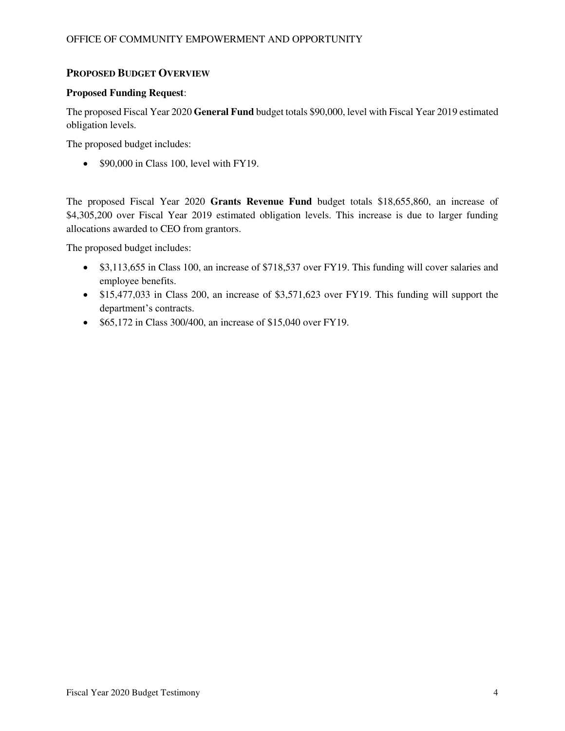## PROPOSED BUDGET OVERVIEW

**Proposed Funding Request**:

The proposed Fiscal Year 2020 **General Fund** budget totals $90,000, level with Fiscal Year 2019 estimated obligation levels.

The proposed budget includes:

- $90,000 in Class 100, level with FY19.

The proposed Fiscal Year 2020 **Grants Revenue Fund** budget totals $18,655,860, an increase of $4,305,200 over Fiscal Year 2019 estimated obligation levels. This increase is due to larger funding allocations awarded to CEO from grantors.

The proposed budget includes:

- $3,113,655 in Class 100, an increase of $718,537 over FY19. This funding will cover salaries and employee benefits.
- $15,477,033 in Class 200, an increase of $3,571,623 over FY19. This funding will support the department's contracts.
- $65,172 in Class 300/400, an increase of $15,040 over FY19.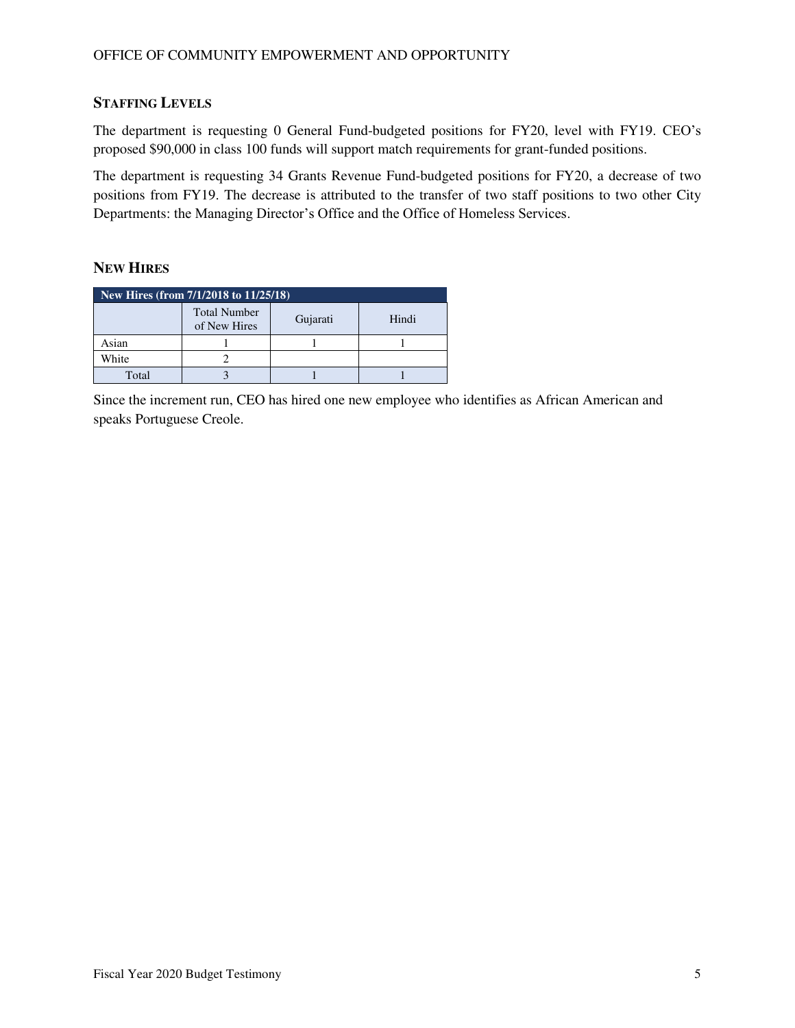## Staffing Levels

The department is requesting 0 General Fund-budgeted positions for FY20, level with FY19. CEO's proposed $90,000 in class 100 funds will support match requirements for grant-funded positions.

The department is requesting 34 Grants Revenue Fund-budgeted positions for FY20, a decrease of two positions from FY19. The decrease is attributed to the transfer of two staff positions to two other City Departments: the Managing Director's Office and the Office of Homeless Services.

## New Hires

| New Hires (from 7/1/2018 to 11/25/18) | | | |
|---|---|---|---|
| | Total Number of New Hires | Gujarati | Hindi |
| Asian | 1 | 1 | 1 |
| White | 2 | | |
| Total | 3 | 1 | 1 |

Since the increment run, CEO has hired one new employee who identifies as African American and speaks Portuguese Creole.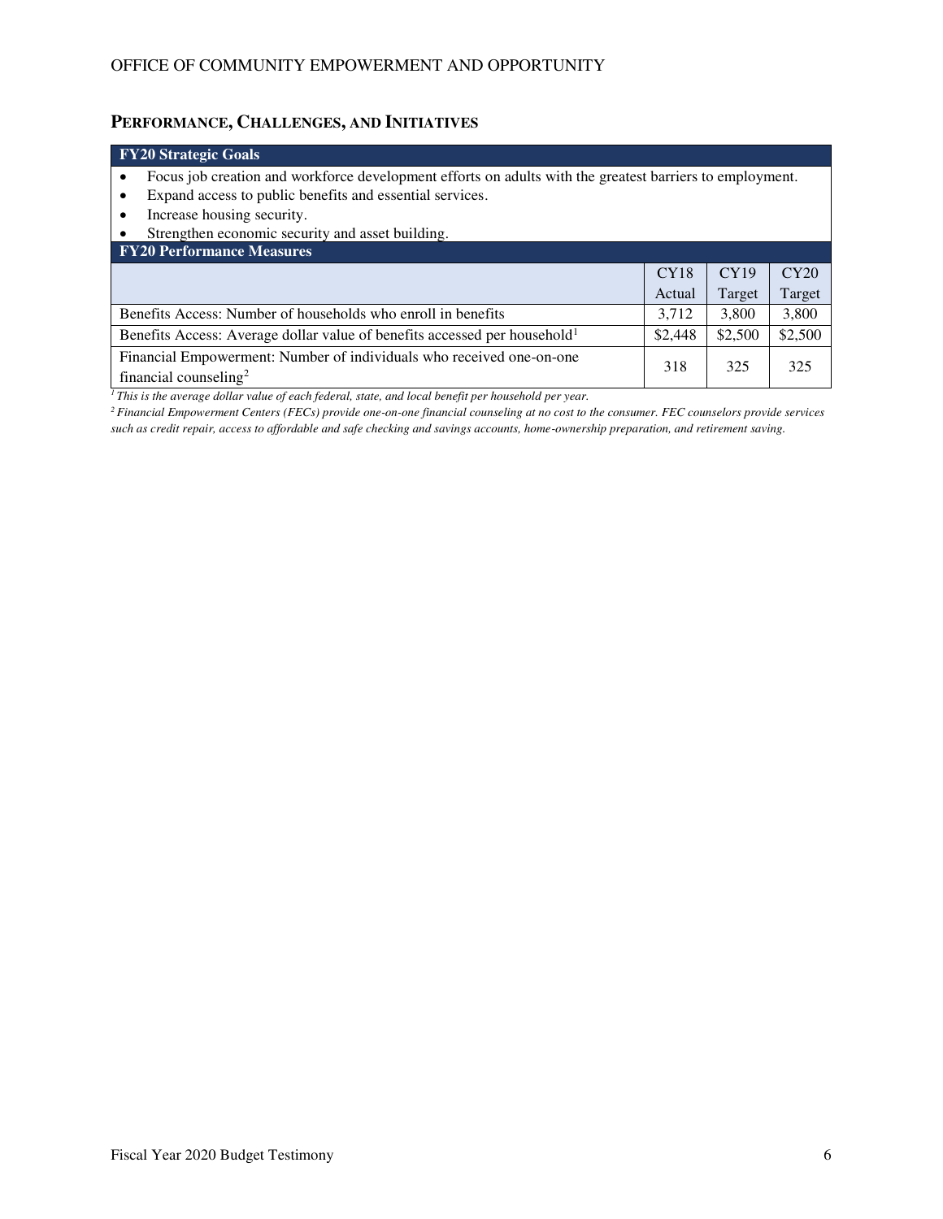## PERFORMANCE, CHALLENGES, AND INITIATIVES

| FY20 Strategic Goals | | | |
|---|---|---|---|
| • Focus job creation and workforce development efforts on adults with the greatest barriers to employment.<br>• Expand access to public benefits and essential services.<br>• Increase housing security.<br>• Strengthen economic security and asset building. | | | |
| **FY20 Performance Measures** | | | |
| | CY18 Actual | CY19 Target | CY20 Target |
| Benefits Access: Number of households who enroll in benefits | 3,712 | 3,800 | 3,800 |
| Benefits Access: Average dollar value of benefits accessed per household[1] | $2,448 | $2,500 | $2,500 |
| Financial Empowerment: Number of individuals who received one-on-one financial counseling[2] | 318 | 325 | 325 |

*[1] This is the average dollar value of each federal, state, and local benefit per household per year.*

*[2] Financial Empowerment Centers (FECs) provide one-on-one financial counseling at no cost to the consumer. FEC counselors provide services such as credit repair, access to affordable and safe checking and savings accounts, home-ownership preparation, and retirement saving.*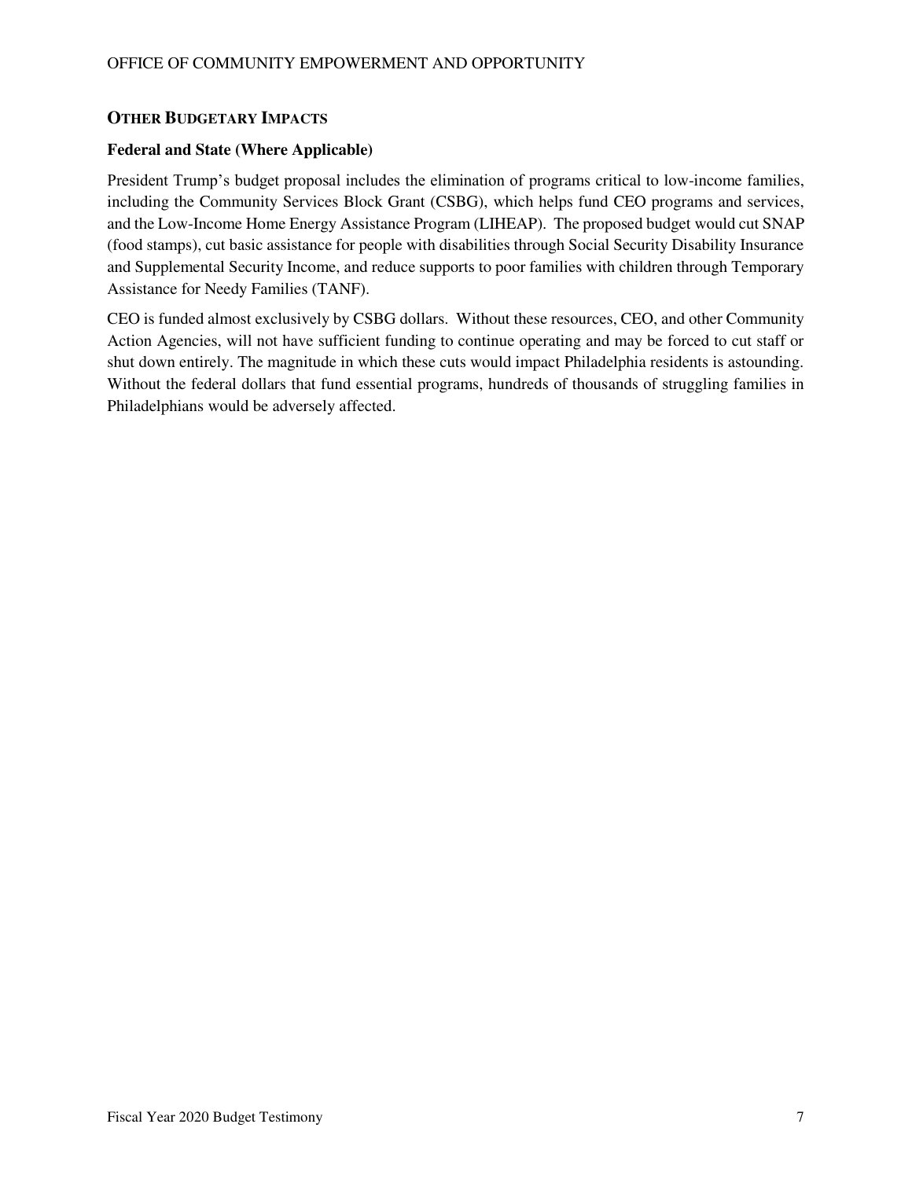## OTHER BUDGETARY IMPACTS

### Federal and State (Where Applicable)

President Trump's budget proposal includes the elimination of programs critical to low-income families, including the Community Services Block Grant (CSBG), which helps fund CEO programs and services, and the Low-Income Home Energy Assistance Program (LIHEAP). The proposed budget would cut SNAP (food stamps), cut basic assistance for people with disabilities through Social Security Disability Insurance and Supplemental Security Income, and reduce supports to poor families with children through Temporary Assistance for Needy Families (TANF).

CEO is funded almost exclusively by CSBG dollars. Without these resources, CEO, and other Community Action Agencies, will not have sufficient funding to continue operating and may be forced to cut staff or shut down entirely. The magnitude in which these cuts would impact Philadelphia residents is astounding. Without the federal dollars that fund essential programs, hundreds of thousands of struggling families in Philadelphians would be adversely affected.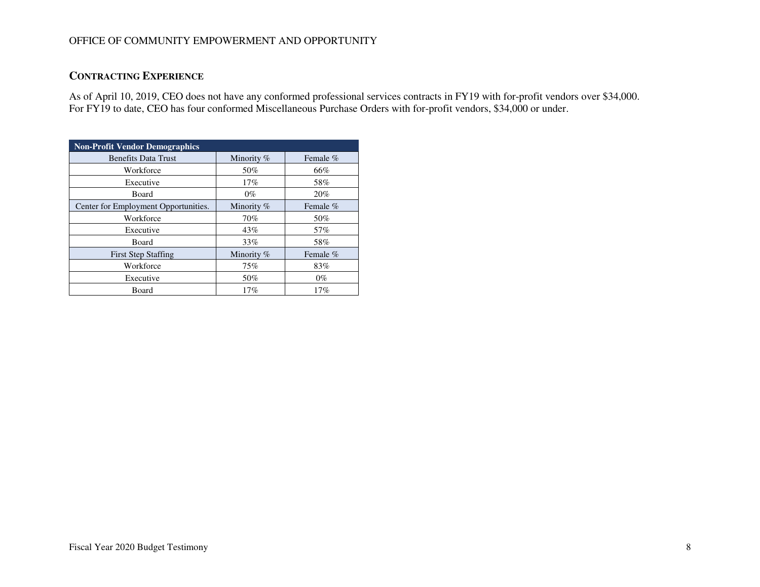## CONTRACTING EXPERIENCE

As of April 10, 2019, CEO does not have any conformed professional services contracts in FY19 with for-profit vendors over $34,000. For FY19 to date, CEO has four conformed Miscellaneous Purchase Orders with for-profit vendors, $34,000 or under.

| Non-Profit Vendor Demographics | | |
|---|---|---|
| Benefits Data Trust | Minority % | Female % |
| Workforce | 50% | 66% |
| Executive | 17% | 58% |
| Board | 0% | 20% |
| Center for Employment Opportunities. | Minority % | Female % |
| Workforce | 70% | 50% |
| Executive | 43% | 57% |
| Board | 33% | 58% |
| First Step Staffing | Minority % | Female % |
| Workforce | 75% | 83% |
| Executive | 50% | 0% |
| Board | 17% | 17% |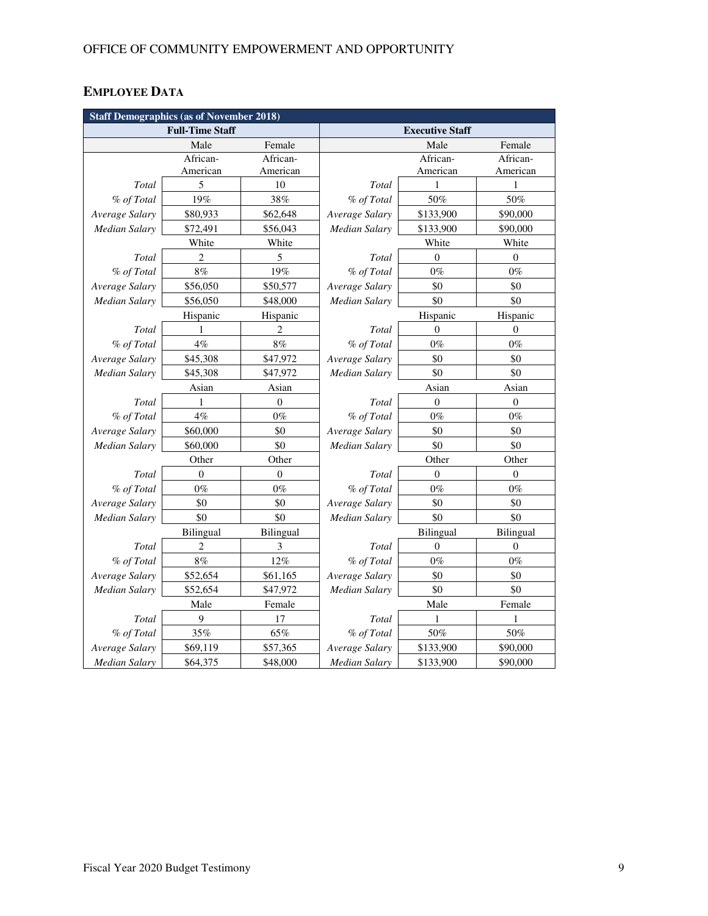## EMPLOYEE DATA

| Staff Demographics (as of November 2018) | | | | | |
|---|---|---|---|---|---|
| Full-Time Staff | | | Executive Staff | | |
| | Male | Female | | Male | Female |
| | African-American | African-American | | African-American | African-American |
| *Total* | 5 | 10 | *Total* | 1 | 1 |
| *% of Total* | 19% | 38% | *% of Total* | 50% | 50% |
| *Average Salary* | $80,933 | $62,648 | *Average Salary* | $133,900 | $90,000 |
| *Median Salary* | $72,491 | $56,043 | *Median Salary* | $133,900 | $90,000 |
| | White | White | | White | White |
| *Total* | 2 | 5 | *Total* | 0 | 0 |
| *% of Total* | 8% | 19% | *% of Total* | 0% | 0% |
| *Average Salary* | $56,050 | $50,577 | *Average Salary* | $0 | $0 |
| *Median Salary* | $56,050 | $48,000 | *Median Salary* | $0 | $0 |
| | Hispanic | Hispanic | | Hispanic | Hispanic |
| *Total* | 1 | 2 | *Total* | 0 | 0 |
| *% of Total* | 4% | 8% | *% of Total* | 0% | 0% |
| *Average Salary* | $45,308 | $47,972 | *Average Salary* | $0 | $0 |
| *Median Salary* | $45,308 | $47,972 | *Median Salary* | $0 | $0 |
| | Asian | Asian | | Asian | Asian |
| *Total* | 1 | 0 | *Total* | 0 | 0 |
| *% of Total* | 4% | 0% | *% of Total* | 0% | 0% |
| *Average Salary* | $60,000 | $0 | *Average Salary* | $0 | $0 |
| *Median Salary* | $60,000 | $0 | *Median Salary* | $0 | $0 |
| | Other | Other | | Other | Other |
| *Total* | 0 | 0 | *Total* | 0 | 0 |
| *% of Total* | 0% | 0% | *% of Total* | 0% | 0% |
| *Average Salary* | $0 | $0 | *Average Salary* | $0 | $0 |
| *Median Salary* | $0 | $0 | *Median Salary* | $0 | $0 |
| | Bilingual | Bilingual | | Bilingual | Bilingual |
| *Total* | 2 | 3 | *Total* | 0 | 0 |
| *% of Total* | 8% | 12% | *% of Total* | 0% | 0% |
| *Average Salary* | $52,654 | $61,165 | *Average Salary* | $0 | $0 |
| *Median Salary* | $52,654 | $47,972 | *Median Salary* | $0 | $0 |
| | Male | Female | | Male | Female |
| *Total* | 9 | 17 | *Total* | 1 | 1 |
| *% of Total* | 35% | 65% | *% of Total* | 50% | 50% |
| *Average Salary* | $69,119 | $57,365 | *Average Salary* | $133,900 | $90,000 |
| *Median Salary* | $64,375 | $48,000 | *Median Salary* | $133,900 | $90,000 |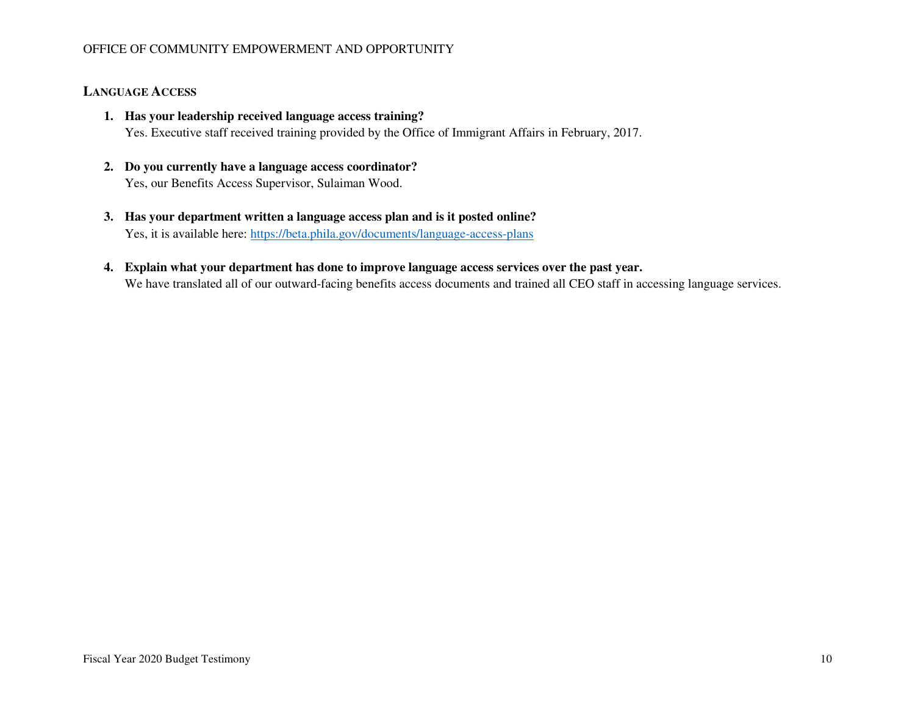## Language Access

1. **Has your leadership received language access training?**
   Yes. Executive staff received training provided by the Office of Immigrant Affairs in February, 2017.

2. **Do you currently have a language access coordinator?**
   Yes, our Benefits Access Supervisor, Sulaiman Wood.

3. **Has your department written a language access plan and is it posted online?**
   Yes, it is available here: https://beta.phila.gov/documents/language-access-plans

4. **Explain what your department has done to improve language access services over the past year.**
   We have translated all of our outward-facing benefits access documents and trained all CEO staff in accessing language services.